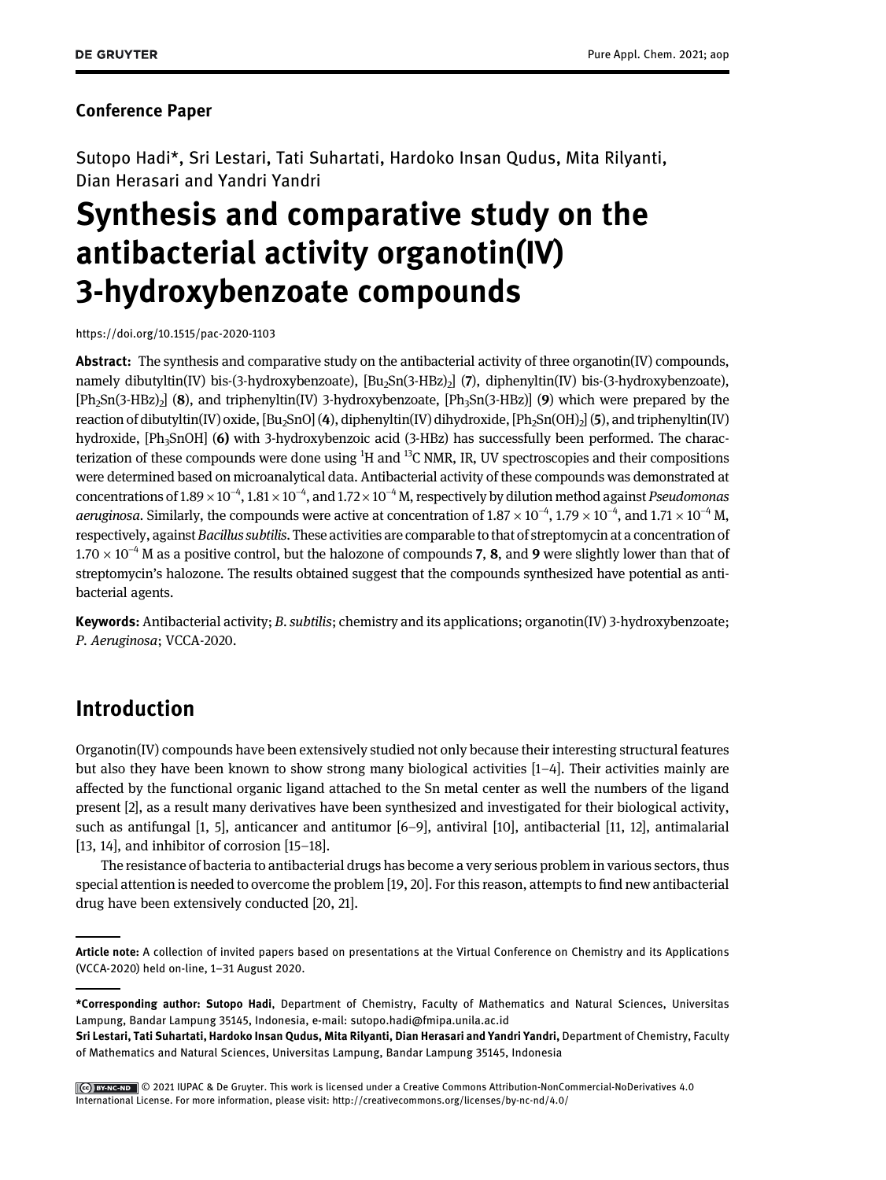**Conference Paper**

Sutopo Hadi*, Sri Lestari, Tati Suhartati, Hardoko Insan Qudus, Mita Rilyanti, Dian Herasari and Yandri Yandri

# Synthesis and comparative study on the antibacterial activity organotin(IV) 3-hydroxybenzoate compounds

https://doi.org/10.1515/pac-2020-1103

**Abstract:** The synthesis and comparative study on the antibacterial activity of three organotin(IV) compounds, namely dibutyltin(IV) bis-(3-hydroxybenzoate), [$Bu_2Sn(3\text{-}HBz)_2$] (**7**), diphenyltin(IV) bis-(3-hydroxybenzoate), [$Ph_2Sn(3\text{-}HBz)_2$] (**8**), and triphenyltin(IV) 3-hydroxybenzoate, [$Ph_3Sn(3\text{-}HBz)$] (**9**) which were prepared by the reaction of dibutyltin(IV) oxide, [$Bu_2SnO$] (**4**), diphenyltin(IV) dihydroxide, [$Ph_2Sn(OH)_2$] (**5**), and triphenyltin(IV) hydroxide, [$Ph_3SnOH$] (**6**) with 3-hydroxybenzoic acid (3-HBz) has successfully been performed. The characterization of these compounds were done using $^1H$ and $^{13}C$ NMR, IR, UV spectroscopies and their compositions were determined based on microanalytical data. Antibacterial activity of these compounds was demonstrated at concentrations of $1.89 \times 10^{-4}$, $1.81 \times 10^{-4}$, and $1.72 \times 10^{-4}$ M, respectively by dilution method against *Pseudomonas aeruginosa*. Similarly, the compounds were active at concentration of $1.87 \times 10^{-4}$, $1.79 \times 10^{-4}$, and $1.71 \times 10^{-4}$ M, respectively, against *Bacillus subtilis*. These activities are comparable to that of streptomycin at a concentration of $1.70 \times 10^{-4}$ M as a positive control, but the halozone of compounds **7**, **8**, and **9** were slightly lower than that of streptomycin's halozone. The results obtained suggest that the compounds synthesized have potential as antibacterial agents.

**Keywords:** Antibacterial activity; *B. subtilis*; chemistry and its applications; organotin(IV) 3-hydroxybenzoate; *P. Aeruginosa*; VCCA-2020.

## Introduction

Organotin(IV) compounds have been extensively studied not only because their interesting structural features but also they have been known to show strong many biological activities [1–4]. Their activities mainly are affected by the functional organic ligand attached to the Sn metal center as well the numbers of the ligand present [2], as a result many derivatives have been synthesized and investigated for their biological activity, such as antifungal [1, 5], anticancer and antitumor [6–9], antiviral [10], antibacterial [11, 12], antimalarial [13, 14], and inhibitor of corrosion [15–18].

The resistance of bacteria to antibacterial drugs has become a very serious problem in various sectors, thus special attention is needed to overcome the problem [19, 20]. For this reason, attempts to find new antibacterial drug have been extensively conducted [20, 21].

---

**Article note:** A collection of invited papers based on presentations at the Virtual Conference on Chemistry and its Applications (VCCA-2020) held on-line, 1–31 August 2020.

---

**\*Corresponding author: Sutopo Hadi**, Department of Chemistry, Faculty of Mathematics and Natural Sciences, Universitas Lampung, Bandar Lampung 35145, Indonesia, e-mail: sutopo.hadi@fmipa.unila.ac.id

**Sri Lestari, Tati Suhartati, Hardoko Insan Qudus, Mita Rilyanti, Dian Herasari and Yandri Yandri,** Department of Chemistry, Faculty of Mathematics and Natural Sciences, Universitas Lampung, Bandar Lampung 35145, Indonesia

© 2021 IUPAC & De Gruyter. This work is licensed under a Creative Commons Attribution-NonCommercial-NoDerivatives 4.0 International License. For more information, please visit: http://creativecommons.org/licenses/by-nc-nd/4.0/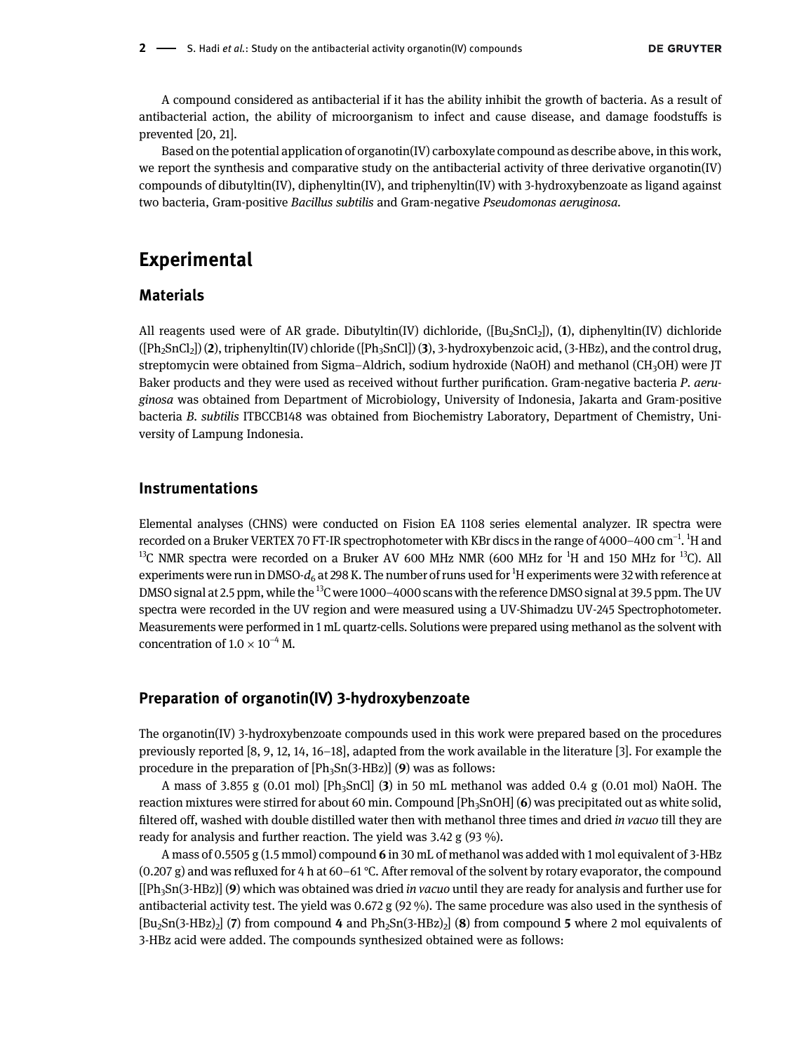A compound considered as antibacterial if it has the ability inhibit the growth of bacteria. As a result of antibacterial action, the ability of microorganism to infect and cause disease, and damage foodstuffs is prevented [20, 21].

Based on the potential application of organotin(IV) carboxylate compound as describe above, in this work, we report the synthesis and comparative study on the antibacterial activity of three derivative organotin(IV) compounds of dibutyltin(IV), diphenyltin(IV), and triphenyltin(IV) with 3-hydroxybenzoate as ligand against two bacteria, Gram-positive *Bacillus subtilis* and Gram-negative *Pseudomonas aeruginosa*.

# Experimental

## Materials

All reagents used were of AR grade. Dibutyltin(IV) dichloride, ([$Bu_2SnCl_2$]), (**1**), diphenyltin(IV) dichloride ([$Ph_2SnCl_2$]) (**2**), triphenyltin(IV) chloride ([$Ph_3SnCl$]) (**3**), 3-hydroxybenzoic acid, (3-HBz), and the control drug, streptomycin were obtained from Sigma–Aldrich, sodium hydroxide (NaOH) and methanol ($CH_3OH$) were JT Baker products and they were used as received without further purification. Gram-negative bacteria *P. aeruginosa* was obtained from Department of Microbiology, University of Indonesia, Jakarta and Gram-positive bacteria *B. subtilis* ITBCCB148 was obtained from Biochemistry Laboratory, Department of Chemistry, University of Lampung Indonesia.

## Instrumentations

Elemental analyses (CHNS) were conducted on Fision EA 1108 series elemental analyzer. IR spectra were recorded on a Bruker VERTEX 70 FT-IR spectrophotometer with KBr discs in the range of 4000–400 $cm^{-1}$. $^{1}H$ and $^{13}C$ NMR spectra were recorded on a Bruker AV 600 MHz NMR (600 MHz for $^{1}H$ and 150 MHz for $^{13}C$). All experiments were run in DMSO-$d_6$ at 298 K. The number of runs used for $^{1}H$ experiments were 32 with reference at DMSO signal at 2.5 ppm, while the $^{13}C$ were 1000–4000 scans with the reference DMSO signal at 39.5 ppm. The UV spectra were recorded in the UV region and were measured using a UV-Shimadzu UV-245 Spectrophotometer. Measurements were performed in 1 mL quartz-cells. Solutions were prepared using methanol as the solvent with concentration of $1.0 \times 10^{-4}$ M.

## Preparation of organotin(IV) 3-hydroxybenzoate

The organotin(IV) 3-hydroxybenzoate compounds used in this work were prepared based on the procedures previously reported [8, 9, 12, 14, 16–18], adapted from the work available in the literature [3]. For example the procedure in the preparation of [$Ph_3Sn$(3-HBz)] (**9**) was as follows:

A mass of 3.855 g (0.01 mol) [$Ph_3SnCl$] (**3**) in 50 mL methanol was added 0.4 g (0.01 mol) NaOH. The reaction mixtures were stirred for about 60 min. Compound [$Ph_3SnOH$] (**6**) was precipitated out as white solid, filtered off, washed with double distilled water then with methanol three times and dried *in vacuo* till they are ready for analysis and further reaction. The yield was 3.42 g (93 %).

A mass of 0.5505 g (1.5 mmol) compound **6** in 30 mL of methanol was added with 1 mol equivalent of 3-HBz (0.207 g) and was refluxed for 4 h at 60–61 °C. After removal of the solvent by rotary evaporator, the compound [[$Ph_3Sn$(3-HBz)] (**9**) which was obtained was dried *in vacuo* until they are ready for analysis and further use for antibacterial activity test. The yield was 0.672 g (92 %). The same procedure was also used in the synthesis of [$Bu_2Sn(3\text{-}HBz)_2$] (**7**) from compound **4** and $Ph_2Sn(3\text{-}HBz)_2$] (**8**) from compound **5** where 2 mol equivalents of 3-HBz acid were added. The compounds synthesized obtained were as follows: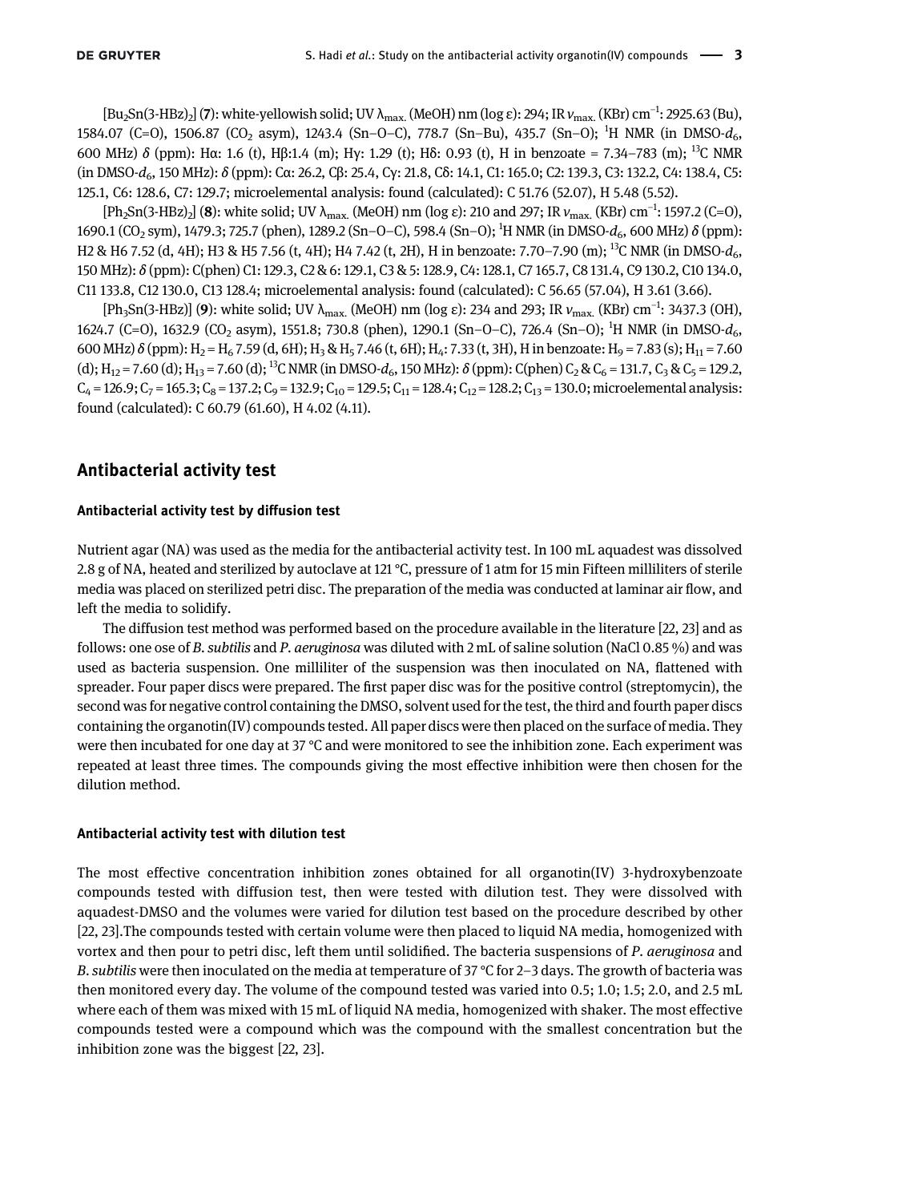[$Bu_2Sn(3\text{-}HBz)_2$] (**7**): white-yellowish solid; UV $\lambda_{max.}$ (MeOH) nm (log ε): 294; IR $v_{max.}$ (KBr) $cm^{-1}$: 2925.63 (Bu), 1584.07 (C=O), 1506.87 ($CO_2$ asym), 1243.4 (Sn–O–C), 778.7 (Sn–Bu), 435.7 (Sn–O); $^1H$ NMR (in DMSO-$d_6$, 600 MHz) δ (ppm): Hα: 1.6 (t), Hβ:1.4 (m); Hγ: 1.29 (t); Hδ: 0.93 (t), H in benzoate = 7.34–783 (m); $^{13}C$ NMR (in DMSO-$d_6$, 150 MHz): δ (ppm): Cα: 26.2, Cβ: 25.4, Cγ: 21.8, Cδ: 14.1, C1: 165.0; C2: 139.3, C3: 132.2, C4: 138.4, C5: 125.1, C6: 128.6, C7: 129.7; microelemental analysis: found (calculated): C 51.76 (52.07), H 5.48 (5.52).

[$Ph_2Sn(3\text{-}HBz)_2$] (**8**): white solid; UV $\lambda_{max.}$ (MeOH) nm (log ε): 210 and 297; IR $v_{max.}$ (KBr) $cm^{-1}$: 1597.2 (C=O), 1690.1 ($CO_2$ sym), 1479.3; 725.7 (phen), 1289.2 (Sn–O–C), 598.4 (Sn–O); $^1H$ NMR (in DMSO-$d_6$, 600 MHz) δ (ppm): H2 & H6 7.52 (d, 4H); H3 & H5 7.56 (t, 4H); H4 7.42 (t, 2H), H in benzoate: 7.70–7.90 (m); $^{13}C$ NMR (in DMSO-$d_6$, 150 MHz): δ (ppm): C(phen) C1: 129.3, C2 & 6: 129.1, C3 & 5: 128.9, C4: 128.1, C7 165.7, C8 131.4, C9 130.2, C10 134.0, C11 133.8, C12 130.0, C13 128.4; microelemental analysis: found (calculated): C 56.65 (57.04), H 3.61 (3.66).

[$Ph_3Sn(3\text{-}HBz)$] (**9**): white solid; UV $\lambda_{max.}$ (MeOH) nm (log ε): 234 and 293; IR $v_{max.}$ (KBr) $cm^{-1}$: 3437.3 (OH), 1624.7 (C=O), 1632.9 ($CO_2$ asym), 1551.8; 730.8 (phen), 1290.1 (Sn–O–C), 726.4 (Sn–O); $^1H$ NMR (in DMSO-$d_6$, 600 MHz) δ (ppm): $H_2 = H_6$ 7.59 (d, 6H); $H_3$ & $H_5$ 7.46 (t, 6H); $H_4$: 7.33 (t, 3H), H in benzoate: $H_9$ = 7.83 (s); $H_{11}$ = 7.60 (d); $H_{12}$ = 7.60 (d); $H_{13}$ = 7.60 (d); $^{13}C$ NMR (in DMSO-$d_6$, 150 MHz): δ (ppm): C(phen) $C_2$ & $C_6$ = 131.7, $C_3$ & $C_5$ = 129.2, $C_4$ = 126.9; $C_7$ = 165.3; $C_8$ = 137.2; $C_9$ = 132.9; $C_{10}$ = 129.5; $C_{11}$ = 128.4; $C_{12}$ = 128.2; $C_{13}$ = 130.0; microelemental analysis: found (calculated): C 60.79 (61.60), H 4.02 (4.11).

## Antibacterial activity test

### Antibacterial activity test by diffusion test

Nutrient agar (NA) was used as the media for the antibacterial activity test. In 100 mL aquadest was dissolved 2.8 g of NA, heated and sterilized by autoclave at 121 °C, pressure of 1 atm for 15 min Fifteen milliliters of sterile media was placed on sterilized petri disc. The preparation of the media was conducted at laminar air flow, and left the media to solidify.

The diffusion test method was performed based on the procedure available in the literature [22, 23] and as follows: one ose of *B. subtilis* and *P. aeruginosa* was diluted with 2 mL of saline solution (NaCl 0.85 %) and was used as bacteria suspension. One milliliter of the suspension was then inoculated on NA, flattened with spreader. Four paper discs were prepared. The first paper disc was for the positive control (streptomycin), the second was for negative control containing the DMSO, solvent used for the test, the third and fourth paper discs containing the organotin(IV) compounds tested. All paper discs were then placed on the surface of media. They were then incubated for one day at 37 °C and were monitored to see the inhibition zone. Each experiment was repeated at least three times. The compounds giving the most effective inhibition were then chosen for the dilution method.

### Antibacterial activity test with dilution test

The most effective concentration inhibition zones obtained for all organotin(IV) 3-hydroxybenzoate compounds tested with diffusion test, then were tested with dilution test. They were dissolved with aquadest-DMSO and the volumes were varied for dilution test based on the procedure described by other [22, 23].The compounds tested with certain volume were then placed to liquid NA media, homogenized with vortex and then pour to petri disc, left them until solidified. The bacteria suspensions of *P. aeruginosa* and *B. subtilis* were then inoculated on the media at temperature of 37 °C for 2–3 days. The growth of bacteria was then monitored every day. The volume of the compound tested was varied into 0.5; 1.0; 1.5; 2.0, and 2.5 mL where each of them was mixed with 15 mL of liquid NA media, homogenized with shaker. The most effective compounds tested were a compound which was the compound with the smallest concentration but the inhibition zone was the biggest [22, 23].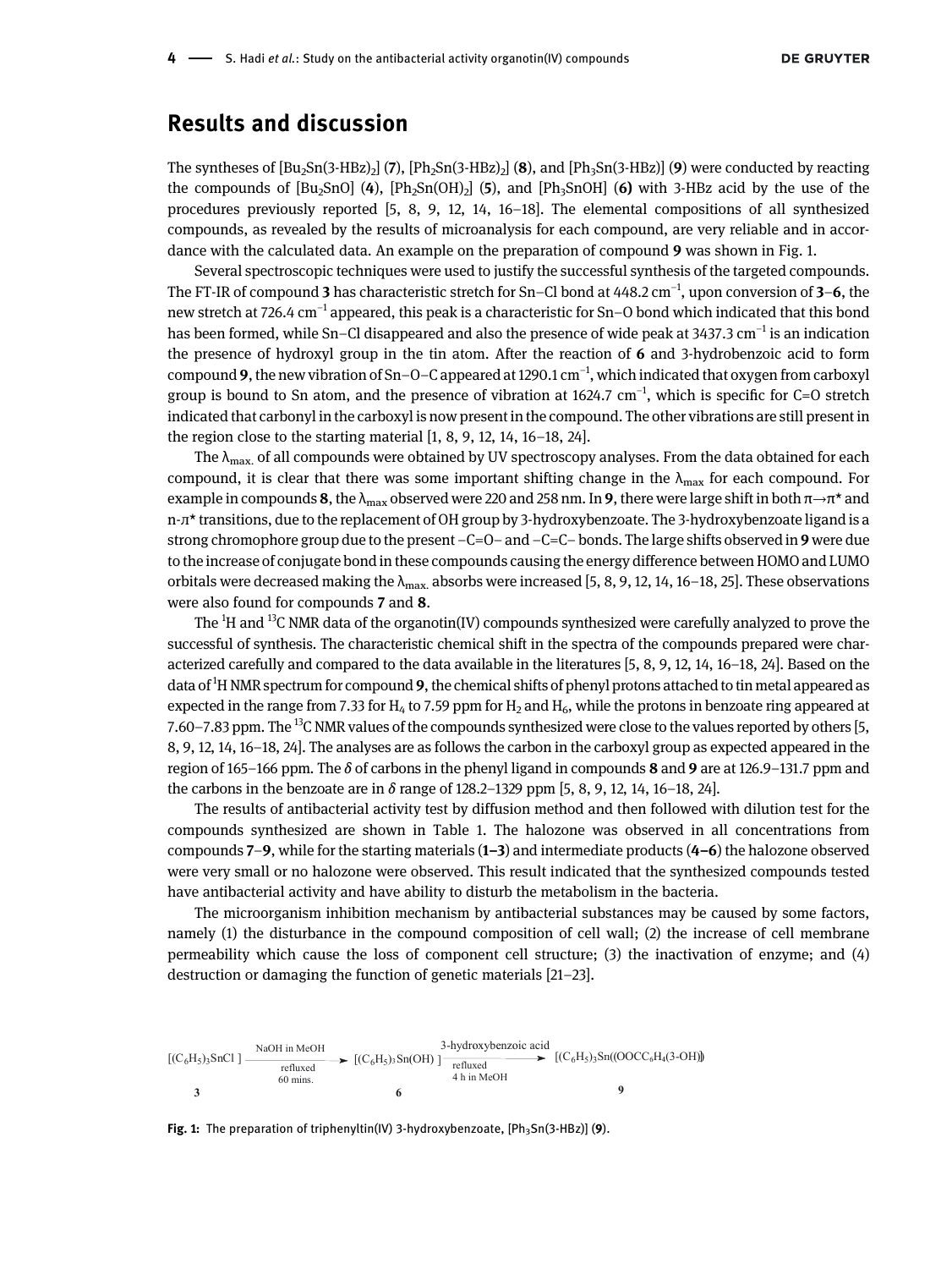## Results and discussion

The syntheses of [$Bu_2Sn(3\text{-}HBz)_2$] (**7**), [$Ph_2Sn(3\text{-}HBz)_2$] (**8**), and [$Ph_3Sn(3\text{-}HBz)$] (**9**) were conducted by reacting the compounds of [$Bu_2SnO$] (**4**), [$Ph_2Sn(OH)_2$] (**5**), and [$Ph_3SnOH$] (**6)** with 3-HBz acid by the use of the procedures previously reported [5, 8, 9, 12, 14, 16–18]. The elemental compositions of all synthesized compounds, as revealed by the results of microanalysis for each compound, are very reliable and in accordance with the calculated data. An example on the preparation of compound **9** was shown in Fig. 1.

Several spectroscopic techniques were used to justify the successful synthesis of the targeted compounds. The FT-IR of compound **3** has characteristic stretch for Sn–Cl bond at 448.2 $cm^{-1}$, upon conversion of **3**–**6**, the new stretch at 726.4 $cm^{-1}$ appeared, this peak is a characteristic for Sn–O bond which indicated that this bond has been formed, while Sn–Cl disappeared and also the presence of wide peak at 3437.3 $cm^{-1}$ is an indication the presence of hydroxyl group in the tin atom. After the reaction of **6** and 3-hydrobenzoic acid to form compound **9**, the new vibration of Sn–O–C appeared at 1290.1 $cm^{-1}$, which indicated that oxygen from carboxyl group is bound to Sn atom, and the presence of vibration at 1624.7 $cm^{-1}$, which is specific for C=O stretch indicated that carbonyl in the carboxyl is now present in the compound. The other vibrations are still present in the region close to the starting material [1, 8, 9, 12, 14, 16–18, 24].

The $\lambda_{max.}$ of all compounds were obtained by UV spectroscopy analyses. From the data obtained for each compound, it is clear that there was some important shifting change in the $\lambda_{max}$ for each compound. For example in compounds **8**, the $\lambda_{max}$ observed were 220 and 258 nm. In **9**, there were large shift in both $\pi \rightarrow \pi^*$ and n-$\pi^*$ transitions, due to the replacement of OH group by 3-hydroxybenzoate. The 3-hydroxybenzoate ligand is a strong chromophore group due to the present –C=O– and –C=C– bonds. The large shifts observed in **9** were due to the increase of conjugate bond in these compounds causing the energy difference between HOMO and LUMO orbitals were decreased making the $\lambda_{max.}$ absorbs were increased [5, 8, 9, 12, 14, 16–18, 25]. These observations were also found for compounds **7** and **8**.

The $^{1}H$ and $^{13}C$ NMR data of the organotin(IV) compounds synthesized were carefully analyzed to prove the successful of synthesis. The characteristic chemical shift in the spectra of the compounds prepared were characterized carefully and compared to the data available in the literatures [5, 8, 9, 12, 14, 16–18, 24]. Based on the data of $^{1}H$ NMR spectrum for compound **9**, the chemical shifts of phenyl protons attached to tin metal appeared as expected in the range from 7.33 for $H_4$ to 7.59 ppm for $H_2$ and $H_6$, while the protons in benzoate ring appeared at 7.60–7.83 ppm. The $^{13}C$ NMR values of the compounds synthesized were close to the values reported by others [5, 8, 9, 12, 14, 16–18, 24]. The analyses are as follows the carbon in the carboxyl group as expected appeared in the region of 165–166 ppm. The $\delta$ of carbons in the phenyl ligand in compounds **8** and **9** are at 126.9–131.7 ppm and the carbons in the benzoate are in $\delta$ range of 128.2–1329 ppm [5, 8, 9, 12, 14, 16–18, 24].

The results of antibacterial activity test by diffusion method and then followed with dilution test for the compounds synthesized are shown in Table 1. The halozone was observed in all concentrations from compounds **7**–**9**, while for the starting materials (**1–3**) and intermediate products (**4–6**) the halozone observed were very small or no halozone were observed. This result indicated that the synthesized compounds tested have antibacterial activity and have ability to disturb the metabolism in the bacteria.

The microorganism inhibition mechanism by antibacterial substances may be caused by some factors, namely (1) the disturbance in the compound composition of cell wall; (2) the increase of cell membrane permeability which cause the loss of component cell structure; (3) the inactivation of enzyme; and (4) destruction or damaging the function of genetic materials [21–23].

$$[(C_6H_5)_3SnCl] \xrightarrow[\text{refluxed 60 mins.}]{\text{NaOH in MeOH}} [(C_6H_5)_3Sn(OH)] \xrightarrow[\text{refluxed 4 h in MeOH}]{\text{3-hydroxybenzoic acid}} [(C_6H_5)_3Sn((OOCC_6H_4(3\text{-}OH))]$$

**3** → **6** → **9**

**Fig. 1:** The preparation of triphenyltin(IV) 3-hydroxybenzoate, [$Ph_3Sn(3\text{-}HBz)$] (**9**).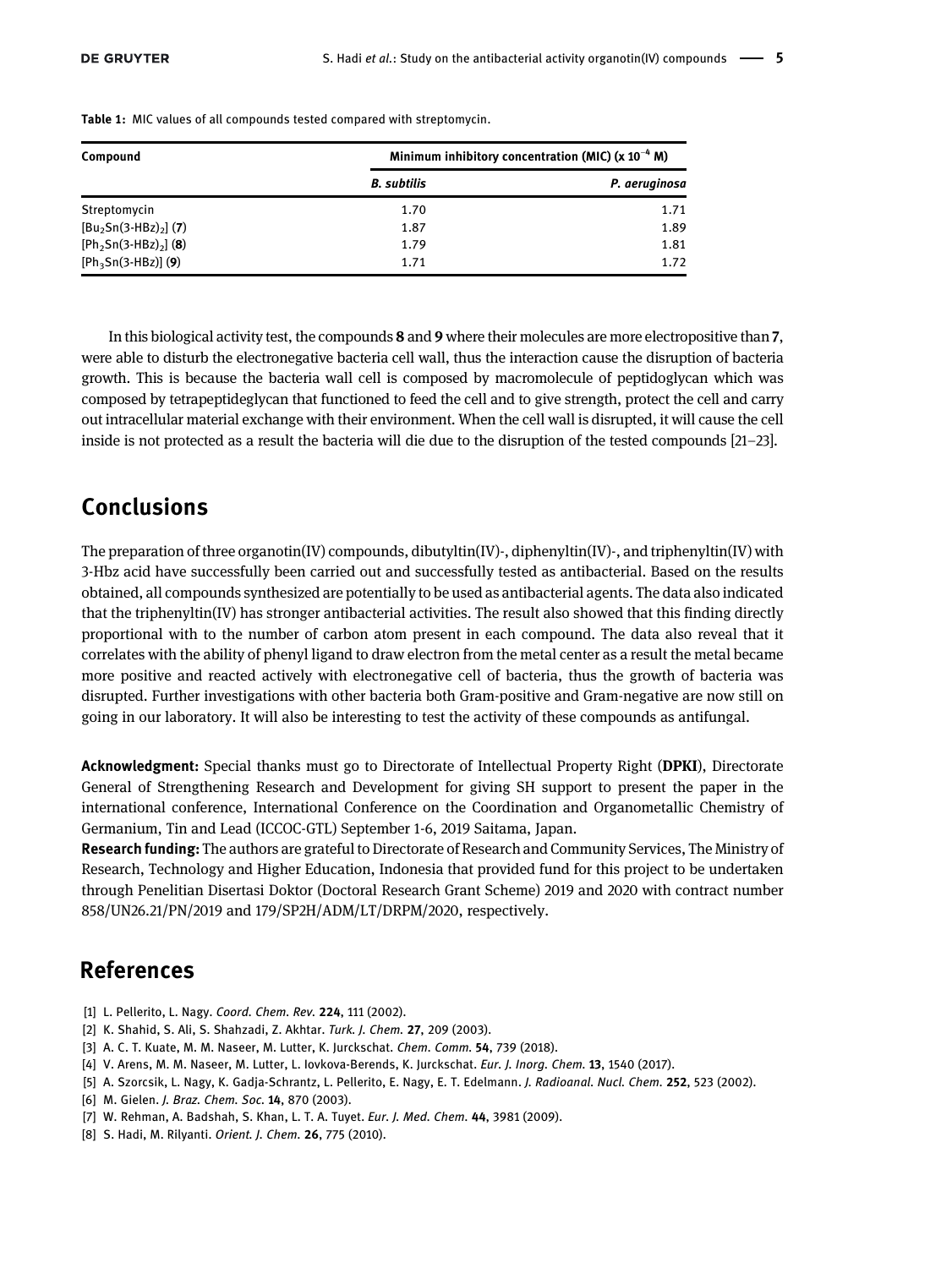**Table 1:** MIC values of all compounds tested compared with streptomycin.

| Compound | Minimum inhibitory concentration (MIC) (x $10^{-4}$ M) | |
|---|---|---|
| | *B. subtilis* | *P. aeruginosa* |
| Streptomycin | 1.70 | 1.71 |
| $[Bu_2Sn(3\text{-}HBz)_2]$ (**7**) | 1.87 | 1.89 |
| $[Ph_2Sn(3\text{-}HBz)_2]$ (**8**) | 1.79 | 1.81 |
| $[Ph_3Sn(3\text{-}HBz)]$ (**9**) | 1.71 | 1.72 |

In this biological activity test, the compounds **8** and **9** where their molecules are more electropositive than **7**, were able to disturb the electronegative bacteria cell wall, thus the interaction cause the disruption of bacteria growth. This is because the bacteria wall cell is composed by macromolecule of peptidoglycan which was composed by tetrapeptideglycan that functioned to feed the cell and to give strength, protect the cell and carry out intracellular material exchange with their environment. When the cell wall is disrupted, it will cause the cell inside is not protected as a result the bacteria will die due to the disruption of the tested compounds [21–23].

## Conclusions

The preparation of three organotin(IV) compounds, dibutyltin(IV)-, diphenyltin(IV)-, and triphenyltin(IV) with 3-Hbz acid have successfully been carried out and successfully tested as antibacterial. Based on the results obtained, all compounds synthesized are potentially to be used as antibacterial agents. The data also indicated that the triphenyltin(IV) has stronger antibacterial activities. The result also showed that this finding directly proportional with to the number of carbon atom present in each compound. The data also reveal that it correlates with the ability of phenyl ligand to draw electron from the metal center as a result the metal became more positive and reacted actively with electronegative cell of bacteria, thus the growth of bacteria was disrupted. Further investigations with other bacteria both Gram-positive and Gram-negative are now still on going in our laboratory. It will also be interesting to test the activity of these compounds as antifungal.

**Acknowledgment:** Special thanks must go to Directorate of Intellectual Property Right (**DPKI**), Directorate General of Strengthening Research and Development for giving SH support to present the paper in the international conference, International Conference on the Coordination and Organometallic Chemistry of Germanium, Tin and Lead (ICCOC-GTL) September 1-6, 2019 Saitama, Japan.

**Research funding:** The authors are grateful to Directorate of Research and Community Services, The Ministry of Research, Technology and Higher Education, Indonesia that provided fund for this project to be undertaken through Penelitian Disertasi Doktor (Doctoral Research Grant Scheme) 2019 and 2020 with contract number 858/UN26.21/PN/2019 and 179/SP2H/ADM/LT/DRPM/2020, respectively.

## References

[1] L. Pellerito, L. Nagy. *Coord. Chem. Rev.* **224**, 111 (2002).

[2] K. Shahid, S. Ali, S. Shahzadi, Z. Akhtar. *Turk. J. Chem.* **27**, 209 (2003).

[3] A. C. T. Kuate, M. M. Naseer, M. Lutter, K. Jurckschat. *Chem. Comm.* **54**, 739 (2018).

[4] V. Arens, M. M. Naseer, M. Lutter, L. Iovkova-Berends, K. Jurckschat. *Eur. J. Inorg. Chem.* **13**, 1540 (2017).

[5] A. Szorcsik, L. Nagy, K. Gadja-Schrantz, L. Pellerito, E. Nagy, E. T. Edelmann. *J. Radioanal. Nucl. Chem.* **252**, 523 (2002).

[6] M. Gielen. *J. Braz. Chem. Soc.* **14**, 870 (2003).

[7] W. Rehman, A. Badshah, S. Khan, L. T. A. Tuyet. *Eur. J. Med. Chem.* **44**, 3981 (2009).

[8] S. Hadi, M. Rilyanti. *Orient. J. Chem.* **26**, 775 (2010).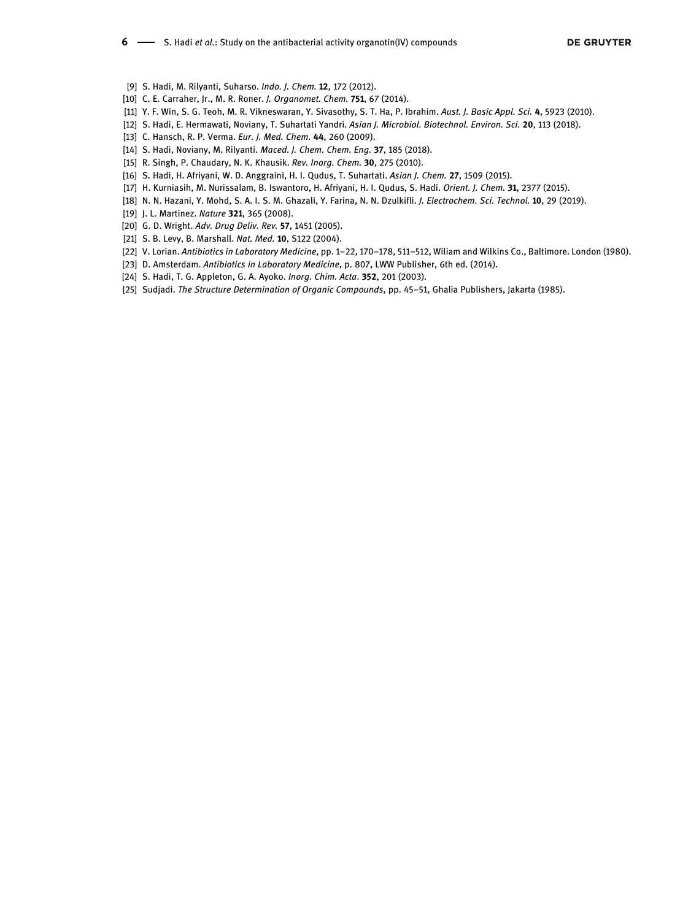[9] S. Hadi, M. Rilyanti, Suharso. *Indo. J. Chem.* **12**, 172 (2012).
[10] C. E. Carraher, Jr., M. R. Roner. *J. Organomet. Chem.* **751**, 67 (2014).
[11] Y. F. Win, S. G. Teoh, M. R. Vikneswaran, Y. Sivasothy, S. T. Ha, P. Ibrahim. *Aust. J. Basic Appl. Sci.* **4**, 5923 (2010).
[12] S. Hadi, E. Hermawati, Noviany, T. Suhartati Yandri. *Asian J. Microbiol. Biotechnol. Environ. Sci.* **20**, 113 (2018).
[13] C. Hansch, R. P. Verma. *Eur. J. Med. Chem.* **44**, 260 (2009).
[14] S. Hadi, Noviany, M. Rilyanti. *Maced. J. Chem. Chem. Eng.* **37**, 185 (2018).
[15] R. Singh, P. Chaudary, N. K. Khausik. *Rev. Inorg. Chem.* **30**, 275 (2010).
[16] S. Hadi, H. Afriyani, W. D. Anggraini, H. I. Qudus, T. Suhartati. *Asian J. Chem.* **27**, 1509 (2015).
[17] H. Kurniasih, M. Nurissalam, B. Iswantoro, H. Afriyani, H. I. Qudus, S. Hadi. *Orient. J. Chem.* **31**, 2377 (2015).
[18] N. N. Hazani, Y. Mohd, S. A. I. S. M. Ghazali, Y. Farina, N. N. Dzulkifli. *J. Electrochem. Sci. Technol.* **10**, 29 (2019).
[19] J. L. Martinez. *Nature* **321**, 365 (2008).
[20] G. D. Wright. *Adv. Drug Deliv. Rev.* **57**, 1451 (2005).
[21] S. B. Levy, B. Marshall. *Nat. Med.* **10**, S122 (2004).
[22] V. Lorian. *Antibiotics in Laboratory Medicine*, pp. 1–22, 170–178, 511–512, Wiliam and Wilkins Co., Baltimore. London (1980).
[23] D. Amsterdam. *Antibiotics in Laboratory Medicine*, p. 807, LWW Publisher, 6th ed. (2014).
[24] S. Hadi, T. G. Appleton, G. A. Ayoko. *Inorg. Chim. Acta*. **352**, 201 (2003).
[25] Sudjadi. *The Structure Determination of Organic Compounds*, pp. 45–51, Ghalia Publishers, Jakarta (1985).